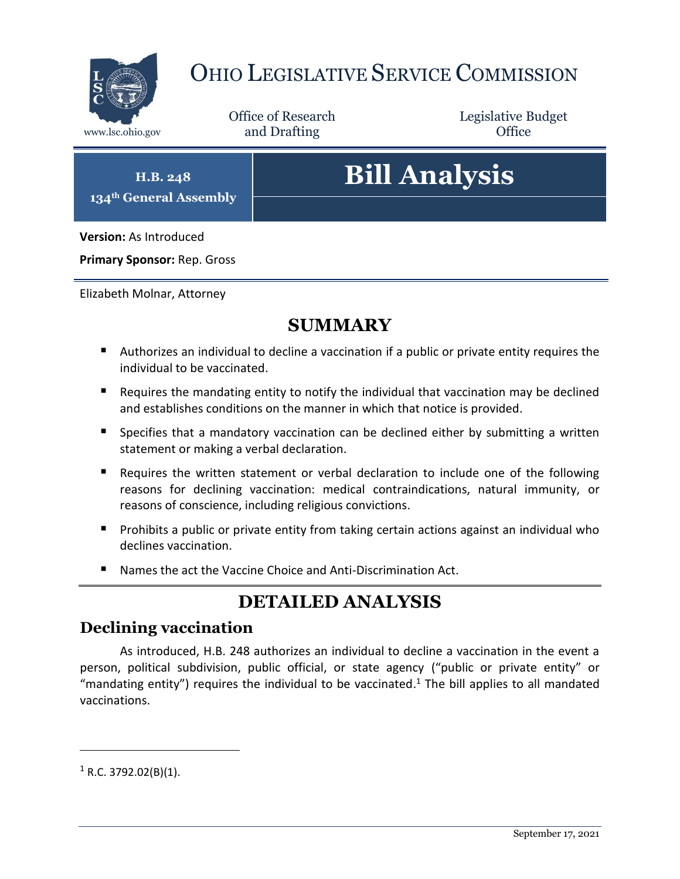# OHIO LEGISLATIVE SERVICE COMMISSION

www.lsc.ohio.gov

Office of Research and Drafting

Legislative Budget Office

**H.B. 248**
**134th General Assembly**

# Bill Analysis

**Version:** As Introduced

**Primary Sponsor:** Rep. Gross

Elizabeth Molnar, Attorney

## SUMMARY

- Authorizes an individual to decline a vaccination if a public or private entity requires the individual to be vaccinated.
- Requires the mandating entity to notify the individual that vaccination may be declined and establishes conditions on the manner in which that notice is provided.
- Specifies that a mandatory vaccination can be declined either by submitting a written statement or making a verbal declaration.
- Requires the written statement or verbal declaration to include one of the following reasons for declining vaccination: medical contraindications, natural immunity, or reasons of conscience, including religious convictions.
- Prohibits a public or private entity from taking certain actions against an individual who declines vaccination.
- Names the act the Vaccine Choice and Anti-Discrimination Act.

## DETAILED ANALYSIS

### Declining vaccination

As introduced, H.B. 248 authorizes an individual to decline a vaccination in the event a person, political subdivision, public official, or state agency ("public or private entity" or "mandating entity") requires the individual to be vaccinated.[1] The bill applies to all mandated vaccinations.

[1] R.C. 3792.02(B)(1).

September 17, 2021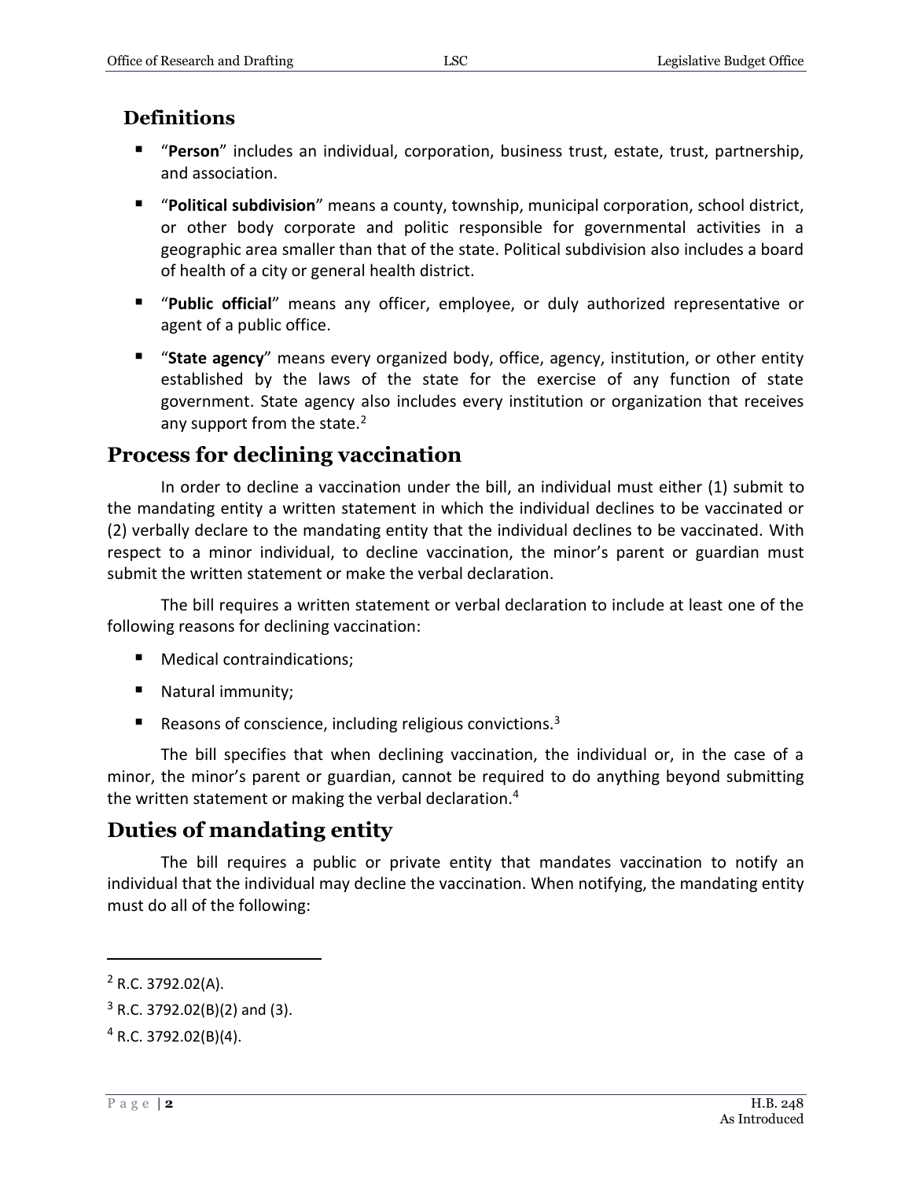### Definitions

- "**Person**" includes an individual, corporation, business trust, estate, trust, partnership, and association.
- "**Political subdivision**" means a county, township, municipal corporation, school district, or other body corporate and politic responsible for governmental activities in a geographic area smaller than that of the state. Political subdivision also includes a board of health of a city or general health district.
- "**Public official**" means any officer, employee, or duly authorized representative or agent of a public office.
- "**State agency**" means every organized body, office, agency, institution, or other entity established by the laws of the state for the exercise of any function of state government. State agency also includes every institution or organization that receives any support from the state.[2]

## Process for declining vaccination

In order to decline a vaccination under the bill, an individual must either (1) submit to the mandating entity a written statement in which the individual declines to be vaccinated or (2) verbally declare to the mandating entity that the individual declines to be vaccinated. With respect to a minor individual, to decline vaccination, the minor's parent or guardian must submit the written statement or make the verbal declaration.

The bill requires a written statement or verbal declaration to include at least one of the following reasons for declining vaccination:

- Medical contraindications;
- Natural immunity;
- Reasons of conscience, including religious convictions.[3]

The bill specifies that when declining vaccination, the individual or, in the case of a minor, the minor's parent or guardian, cannot be required to do anything beyond submitting the written statement or making the verbal declaration.[4]

## Duties of mandating entity

The bill requires a public or private entity that mandates vaccination to notify an individual that the individual may decline the vaccination. When notifying, the mandating entity must do all of the following:

---

[2] R.C. 3792.02(A).

[3] R.C. 3792.02(B)(2) and (3).

[4] R.C. 3792.02(B)(4).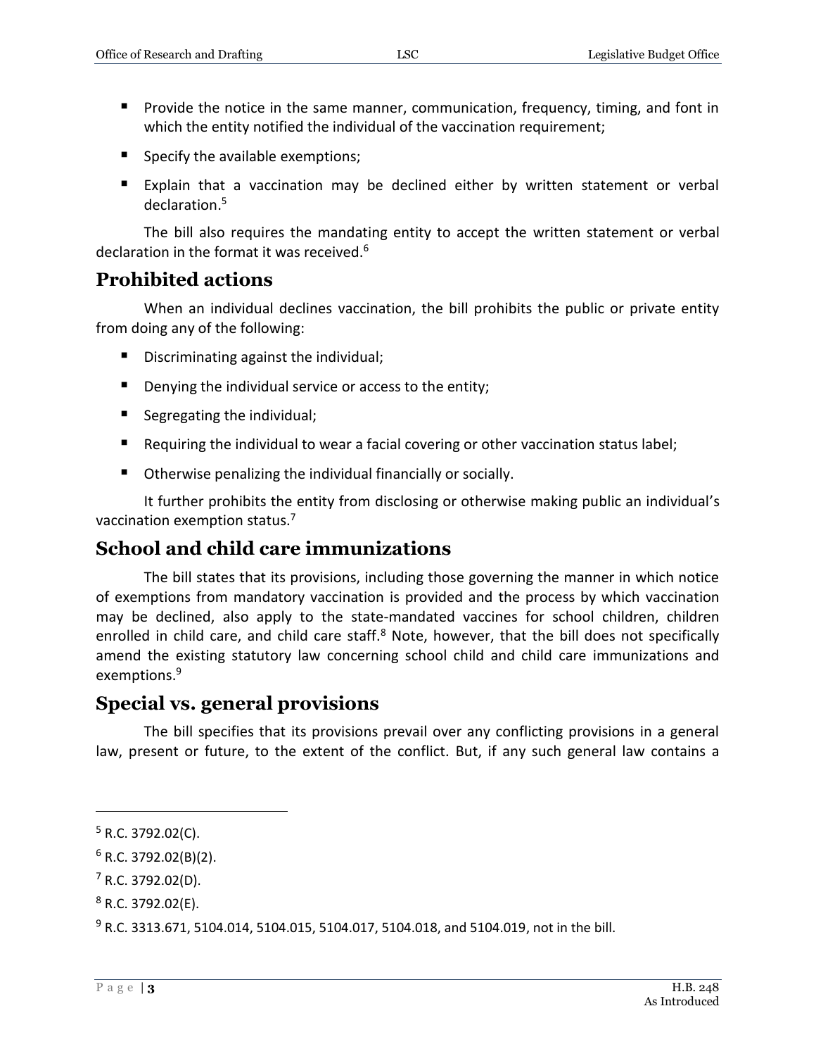- Provide the notice in the same manner, communication, frequency, timing, and font in which the entity notified the individual of the vaccination requirement;
- Specify the available exemptions;
- Explain that a vaccination may be declined either by written statement or verbal declaration.[5]

The bill also requires the mandating entity to accept the written statement or verbal declaration in the format it was received.[6]

## Prohibited actions

When an individual declines vaccination, the bill prohibits the public or private entity from doing any of the following:

- Discriminating against the individual;
- Denying the individual service or access to the entity;
- Segregating the individual;
- Requiring the individual to wear a facial covering or other vaccination status label;
- Otherwise penalizing the individual financially or socially.

It further prohibits the entity from disclosing or otherwise making public an individual's vaccination exemption status.[7]

## School and child care immunizations

The bill states that its provisions, including those governing the manner in which notice of exemptions from mandatory vaccination is provided and the process by which vaccination may be declined, also apply to the state-mandated vaccines for school children, children enrolled in child care, and child care staff.[8] Note, however, that the bill does not specifically amend the existing statutory law concerning school child and child care immunizations and exemptions.[9]

## Special vs. general provisions

The bill specifies that its provisions prevail over any conflicting provisions in a general law, present or future, to the extent of the conflict. But, if any such general law contains a

---

[5] R.C. 3792.02(C).

[6] R.C. 3792.02(B)(2).

[7] R.C. 3792.02(D).

[8] R.C. 3792.02(E).

[9] R.C. 3313.671, 5104.014, 5104.015, 5104.017, 5104.018, and 5104.019, not in the bill.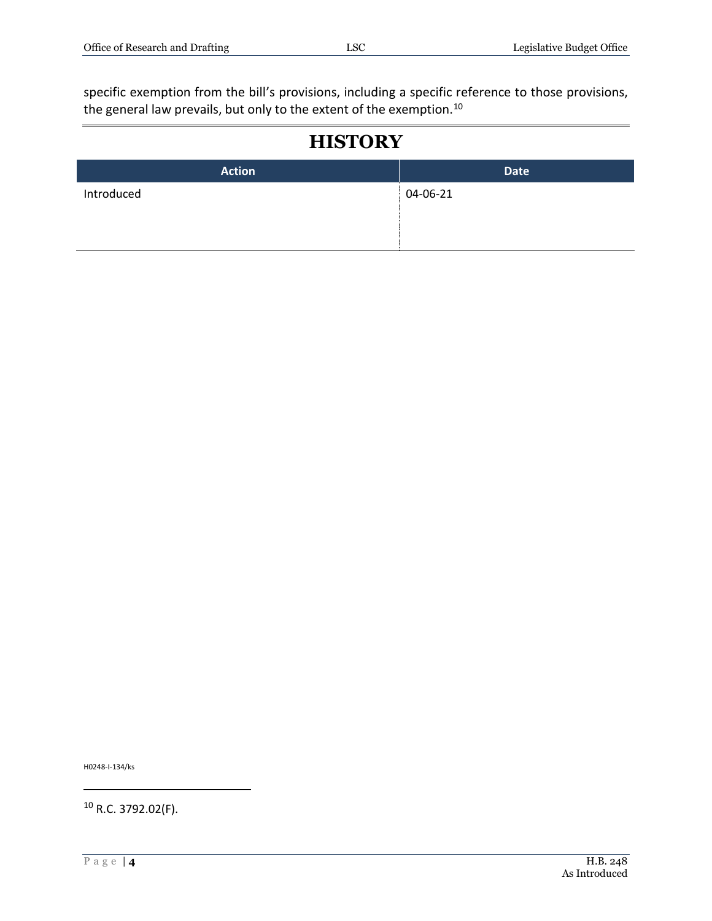specific exemption from the bill's provisions, including a specific reference to those provisions, the general law prevails, but only to the extent of the exemption.[10]

# HISTORY

| Action | Date |
| --- | --- |
| Introduced | 04-06-21 |

H0248-I-134/ks

[10] R.C. 3792.02(F).